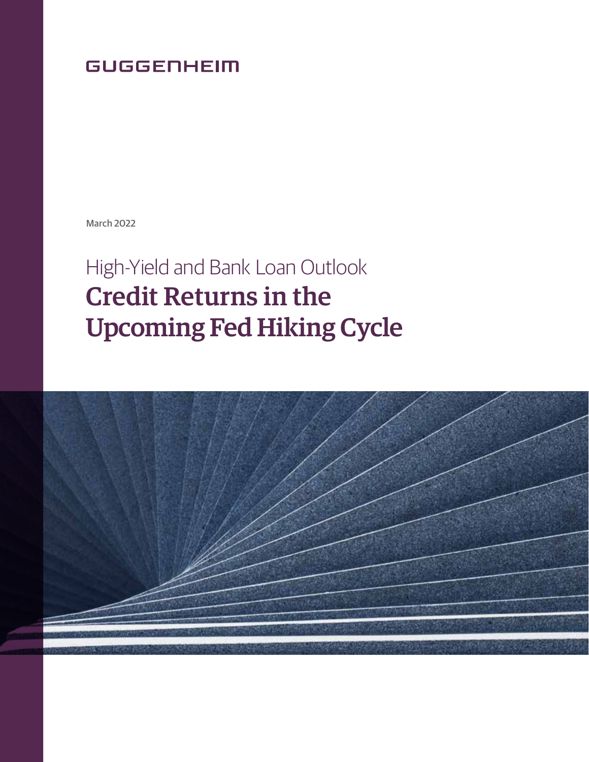GUGGENHEIM

March 2022

# High-Yield and Bank Loan Outlook

# Credit Returns in the Upcoming Fed Hiking Cycle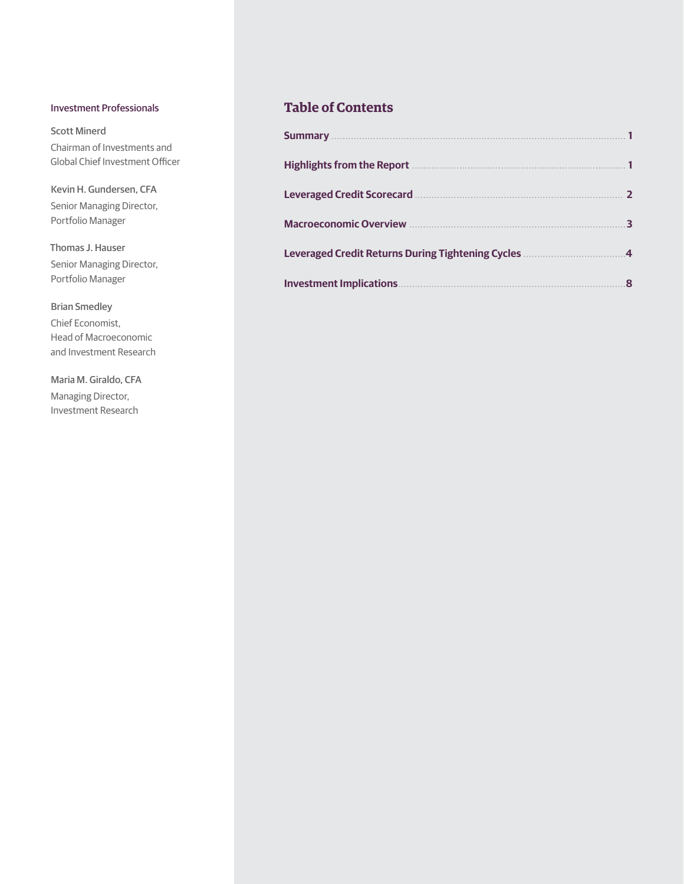Investment Professionals

Scott Minerd
Chairman of Investments and Global Chief Investment Officer

Kevin H. Gundersen, CFA
Senior Managing Director, Portfolio Manager

Thomas J. Hauser
Senior Managing Director, Portfolio Manager

Brian Smedley
Chief Economist, Head of Macroeconomic and Investment Research

Maria M. Giraldo, CFA
Managing Director, Investment Research

## Table of Contents

**Summary** ........ 1

**Highlights from the Report** ........ 1

**Leveraged Credit Scorecard** ........ 2

**Macroeconomic Overview** ........ 3

**Leveraged Credit Returns During Tightening Cycles** ........ 4

**Investment Implications** ........ 8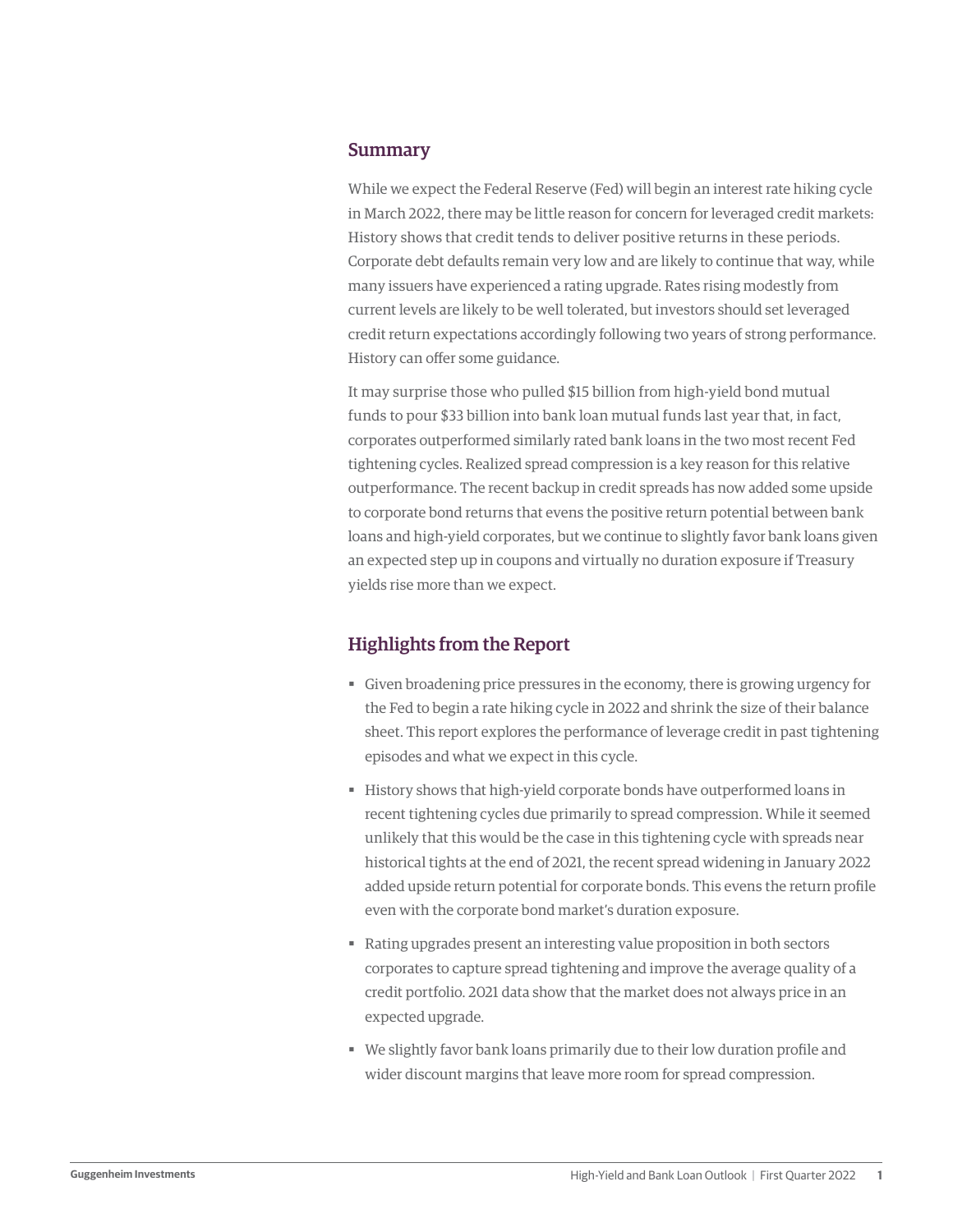## Summary

While we expect the Federal Reserve (Fed) will begin an interest rate hiking cycle in March 2022, there may be little reason for concern for leveraged credit markets: History shows that credit tends to deliver positive returns in these periods. Corporate debt defaults remain very low and are likely to continue that way, while many issuers have experienced a rating upgrade. Rates rising modestly from current levels are likely to be well tolerated, but investors should set leveraged credit return expectations accordingly following two years of strong performance. History can offer some guidance.

It may surprise those who pulled $15 billion from high-yield bond mutual funds to pour $33 billion into bank loan mutual funds last year that, in fact, corporates outperformed similarly rated bank loans in the two most recent Fed tightening cycles. Realized spread compression is a key reason for this relative outperformance. The recent backup in credit spreads has now added some upside to corporate bond returns that evens the positive return potential between bank loans and high-yield corporates, but we continue to slightly favor bank loans given an expected step up in coupons and virtually no duration exposure if Treasury yields rise more than we expect.

## Highlights from the Report

- Given broadening price pressures in the economy, there is growing urgency for the Fed to begin a rate hiking cycle in 2022 and shrink the size of their balance sheet. This report explores the performance of leverage credit in past tightening episodes and what we expect in this cycle.
- History shows that high-yield corporate bonds have outperformed loans in recent tightening cycles due primarily to spread compression. While it seemed unlikely that this would be the case in this tightening cycle with spreads near historical tights at the end of 2021, the recent spread widening in January 2022 added upside return potential for corporate bonds. This evens the return profile even with the corporate bond market's duration exposure.
- Rating upgrades present an interesting value proposition in both sectors corporates to capture spread tightening and improve the average quality of a credit portfolio. 2021 data show that the market does not always price in an expected upgrade.
- We slightly favor bank loans primarily due to their low duration profile and wider discount margins that leave more room for spread compression.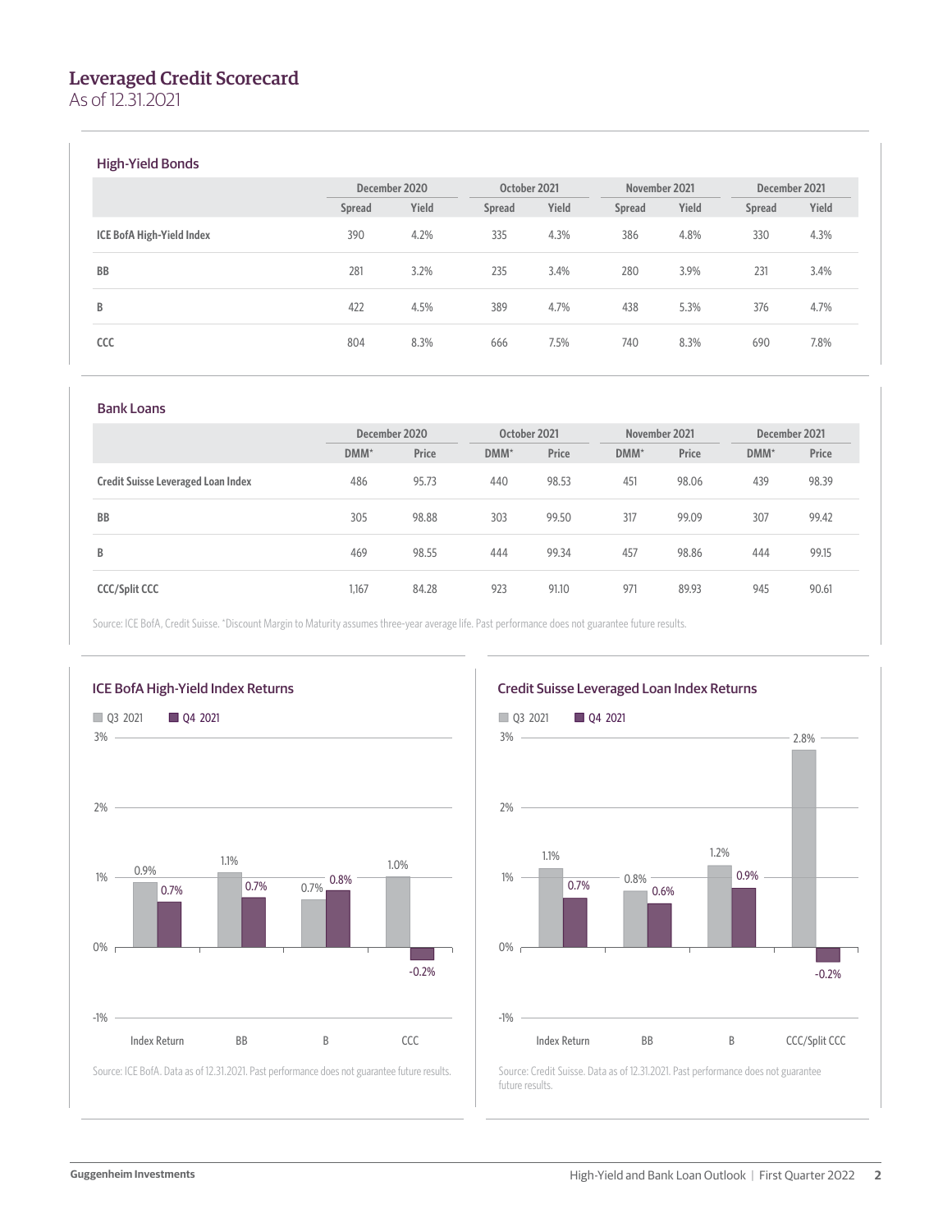# Leveraged Credit Scorecard

As of 12.31.2021

## High-Yield Bonds

| | December 2020 | | October 2021 | | November 2021 | | December 2021 | |
|---|---|---|---|---|---|---|---|---|
| | Spread | Yield | Spread | Yield | Spread | Yield | Spread | Yield |
| **ICE BofA High-Yield Index** | 390 | 4.2% | 335 | 4.3% | 386 | 4.8% | 330 | 4.3% |
| **BB** | 281 | 3.2% | 235 | 3.4% | 280 | 3.9% | 231 | 3.4% |
| **B** | 422 | 4.5% | 389 | 4.7% | 438 | 5.3% | 376 | 4.7% |
| **CCC** | 804 | 8.3% | 666 | 7.5% | 740 | 8.3% | 690 | 7.8% |

## Bank Loans

| | December 2020 | | October 2021 | | November 2021 | | December 2021 | |
|---|---|---|---|---|---|---|---|---|
| | DMM* | Price | DMM* | Price | DMM* | Price | DMM* | Price |
| **Credit Suisse Leveraged Loan Index** | 486 | 95.73 | 440 | 98.53 | 451 | 98.06 | 439 | 98.39 |
| **BB** | 305 | 98.88 | 303 | 99.50 | 317 | 99.09 | 307 | 99.42 |
| **B** | 469 | 98.55 | 444 | 99.34 | 457 | 98.86 | 444 | 99.15 |
| **CCC/Split CCC** | 1,167 | 84.28 | 923 | 91.10 | 971 | 89.93 | 945 | 90.61 |

Source: ICE BofA, Credit Suisse. *Discount Margin to Maturity assumes three-year average life. Past performance does not guarantee future results.

## ICE BofA High-Yield Index Returns

| | Q3 2021 | Q4 2021 |
|---|---|---|
| Index Return | 0.9% | 0.7% |
| BB | 1.1% | 0.7% |
| B | 0.7% | 0.8% |
| CCC | 1.0% | -0.2% |

Source: ICE BofA. Data as of 12.31.2021. Past performance does not guarantee future results.

## Credit Suisse Leveraged Loan Index Returns

| | Q3 2021 | Q4 2021 |
|---|---|---|
| Index Return | 1.1% | 0.7% |
| BB | 0.8% | 0.6% |
| B | 1.2% | 0.9% |
| CCC/Split CCC | 2.8% | -0.2% |

Source: Credit Suisse. Data as of 12.31.2021. Past performance does not guarantee future results.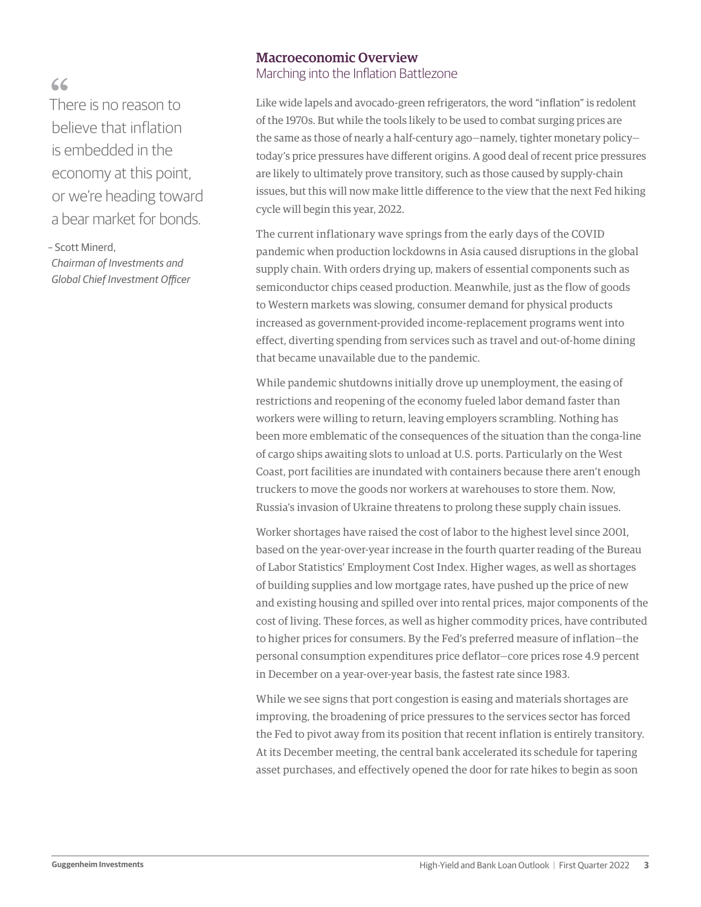> There is no reason to believe that inflation is embedded in the economy at this point, or we're heading toward a bear market for bonds.
>
> – Scott Minerd, *Chairman of Investments and Global Chief Investment Officer*

## Macroeconomic Overview

### Marching into the Inflation Battlezone

Like wide lapels and avocado-green refrigerators, the word "inflation" is redolent of the 1970s. But while the tools likely to be used to combat surging prices are the same as those of nearly a half-century ago—namely, tighter monetary policy—today's price pressures have different origins. A good deal of recent price pressures are likely to ultimately prove transitory, such as those caused by supply-chain issues, but this will now make little difference to the view that the next Fed hiking cycle will begin this year, 2022.

The current inflationary wave springs from the early days of the COVID pandemic when production lockdowns in Asia caused disruptions in the global supply chain. With orders drying up, makers of essential components such as semiconductor chips ceased production. Meanwhile, just as the flow of goods to Western markets was slowing, consumer demand for physical products increased as government-provided income-replacement programs went into effect, diverting spending from services such as travel and out-of-home dining that became unavailable due to the pandemic.

While pandemic shutdowns initially drove up unemployment, the easing of restrictions and reopening of the economy fueled labor demand faster than workers were willing to return, leaving employers scrambling. Nothing has been more emblematic of the consequences of the situation than the conga-line of cargo ships awaiting slots to unload at U.S. ports. Particularly on the West Coast, port facilities are inundated with containers because there aren't enough truckers to move the goods nor workers at warehouses to store them. Now, Russia's invasion of Ukraine threatens to prolong these supply chain issues.

Worker shortages have raised the cost of labor to the highest level since 2001, based on the year-over-year increase in the fourth quarter reading of the Bureau of Labor Statistics' Employment Cost Index. Higher wages, as well as shortages of building supplies and low mortgage rates, have pushed up the price of new and existing housing and spilled over into rental prices, major components of the cost of living. These forces, as well as higher commodity prices, have contributed to higher prices for consumers. By the Fed's preferred measure of inflation—the personal consumption expenditures price deflator—core prices rose 4.9 percent in December on a year-over-year basis, the fastest rate since 1983.

While we see signs that port congestion is easing and materials shortages are improving, the broadening of price pressures to the services sector has forced the Fed to pivot away from its position that recent inflation is entirely transitory. At its December meeting, the central bank accelerated its schedule for tapering asset purchases, and effectively opened the door for rate hikes to begin as soon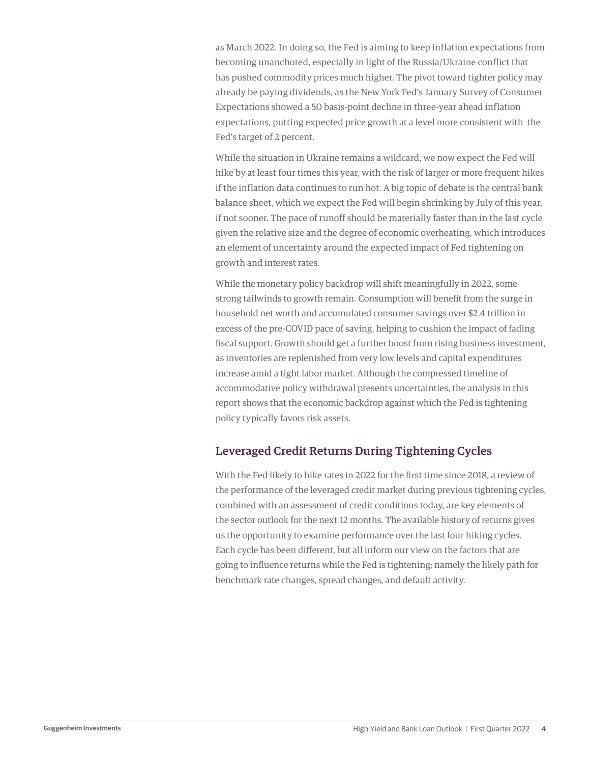as March 2022. In doing so, the Fed is aiming to keep inflation expectations from becoming unanchored, especially in light of the Russia/Ukraine conflict that has pushed commodity prices much higher. The pivot toward tighter policy may already be paying dividends, as the New York Fed's January Survey of Consumer Expectations showed a 50 basis-point decline in three-year ahead inflation expectations, putting expected price growth at a level more consistent with the Fed's target of 2 percent.

While the situation in Ukraine remains a wildcard, we now expect the Fed will hike by at least four times this year, with the risk of larger or more frequent hikes if the inflation data continues to run hot. A big topic of debate is the central bank balance sheet, which we expect the Fed will begin shrinking by July of this year, if not sooner. The pace of runoff should be materially faster than in the last cycle given the relative size and the degree of economic overheating, which introduces an element of uncertainty around the expected impact of Fed tightening on growth and interest rates.

While the monetary policy backdrop will shift meaningfully in 2022, some strong tailwinds to growth remain. Consumption will benefit from the surge in household net worth and accumulated consumer savings over $2.4 trillion in excess of the pre-COVID pace of saving, helping to cushion the impact of fading fiscal support. Growth should get a further boost from rising business investment, as inventories are replenished from very low levels and capital expenditures increase amid a tight labor market. Although the compressed timeline of accommodative policy withdrawal presents uncertainties, the analysis in this report shows that the economic backdrop against which the Fed is tightening policy typically favors risk assets.

## Leveraged Credit Returns During Tightening Cycles

With the Fed likely to hike rates in 2022 for the first time since 2018, a review of the performance of the leveraged credit market during previous tightening cycles, combined with an assessment of credit conditions today, are key elements of the sector outlook for the next 12 months. The available history of returns gives us the opportunity to examine performance over the last four hiking cycles. Each cycle has been different, but all inform our view on the factors that are going to influence returns while the Fed is tightening; namely the likely path for benchmark rate changes, spread changes, and default activity.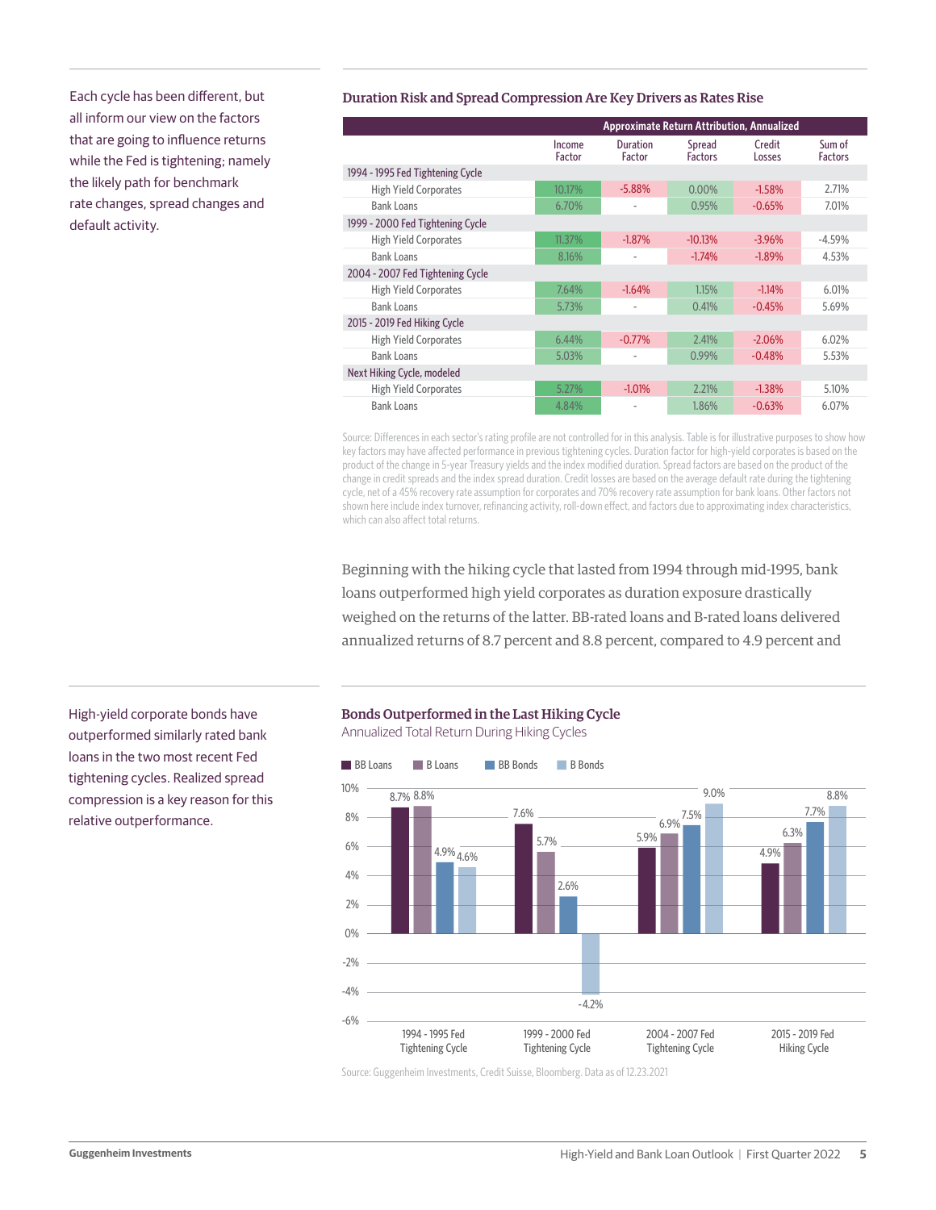Each cycle has been different, but all inform our view on the factors that are going to influence returns while the Fed is tightening; namely the likely path for benchmark rate changes, spread changes and default activity.

### Duration Risk and Spread Compression Are Key Drivers as Rates Rise

| | Approximate Return Attribution, Annualized | | | | |
|---|---|---|---|---|---|
| | Income Factor | Duration Factor | Spread Factors | Credit Losses | Sum of Factors |
| **1994 - 1995 Fed Tightening Cycle** | | | | | |
| High Yield Corporates | 10.17% | -5.88% | 0.00% | -1.58% | 2.71% |
| Bank Loans | 6.70% | - | 0.95% | -0.65% | 7.01% |
| **1999 - 2000 Fed Tightening Cycle** | | | | | |
| High Yield Corporates | 11.37% | -1.87% | -10.13% | -3.96% | -4.59% |
| Bank Loans | 8.16% | - | -1.74% | -1.89% | 4.53% |
| **2004 - 2007 Fed Tightening Cycle** | | | | | |
| High Yield Corporates | 7.64% | -1.64% | 1.15% | -1.14% | 6.01% |
| Bank Loans | 5.73% | - | 0.41% | -0.45% | 5.69% |
| **2015 - 2019 Fed Hiking Cycle** | | | | | |
| High Yield Corporates | 6.44% | -0.77% | 2.41% | -2.06% | 6.02% |
| Bank Loans | 5.03% | - | 0.99% | -0.48% | 5.53% |
| **Next Hiking Cycle, modeled** | | | | | |
| High Yield Corporates | 5.27% | -1.01% | 2.21% | -1.38% | 5.10% |
| Bank Loans | 4.84% | - | 1.86% | -0.63% | 6.07% |

Source: Differences in each sector's rating profile are not controlled for in this analysis. Table is for illustrative purposes to show how key factors may have affected performance in previous tightening cycles. Duration factor for high-yield corporates is based on the product of the change in 5-year Treasury yields and the index modified duration. Spread factors are based on the product of the change in credit spreads and the index spread duration. Credit losses are based on the average default rate during the tightening cycle, net of a 45% recovery rate assumption for corporates and 70% recovery rate assumption for bank loans. Other factors not shown here include index turnover, refinancing activity, roll-down effect, and factors due to approximating index characteristics, which can also affect total returns.

Beginning with the hiking cycle that lasted from 1994 through mid-1995, bank loans outperformed high yield corporates as duration exposure drastically weighed on the returns of the latter. BB-rated loans and B-rated loans delivered annualized returns of 8.7 percent and 8.8 percent, compared to 4.9 percent and

High-yield corporate bonds have outperformed similarly rated bank loans in the two most recent Fed tightening cycles. Realized spread compression is a key reason for this relative outperformance.

### Bonds Outperformed in the Last Hiking Cycle

Annualized Total Return During Hiking Cycles

| | BB Loans | B Loans | BB Bonds | B Bonds |
|---|---|---|---|---|
| 1994 - 1995 Fed Tightening Cycle | 8.7% | 8.8% | 4.9% | 4.6% |
| 1999 - 2000 Fed Tightening Cycle | 7.6% | 5.7% | 2.6% | -4.2% |
| 2004 - 2007 Fed Tightening Cycle | 5.9% | 6.9% | 7.5% | 9.0% |
| 2015 - 2019 Fed Hiking Cycle | 4.9% | 6.3% | 7.7% | 8.8% |

Source: Guggenheim Investments, Credit Suisse, Bloomberg. Data as of 12.23.2021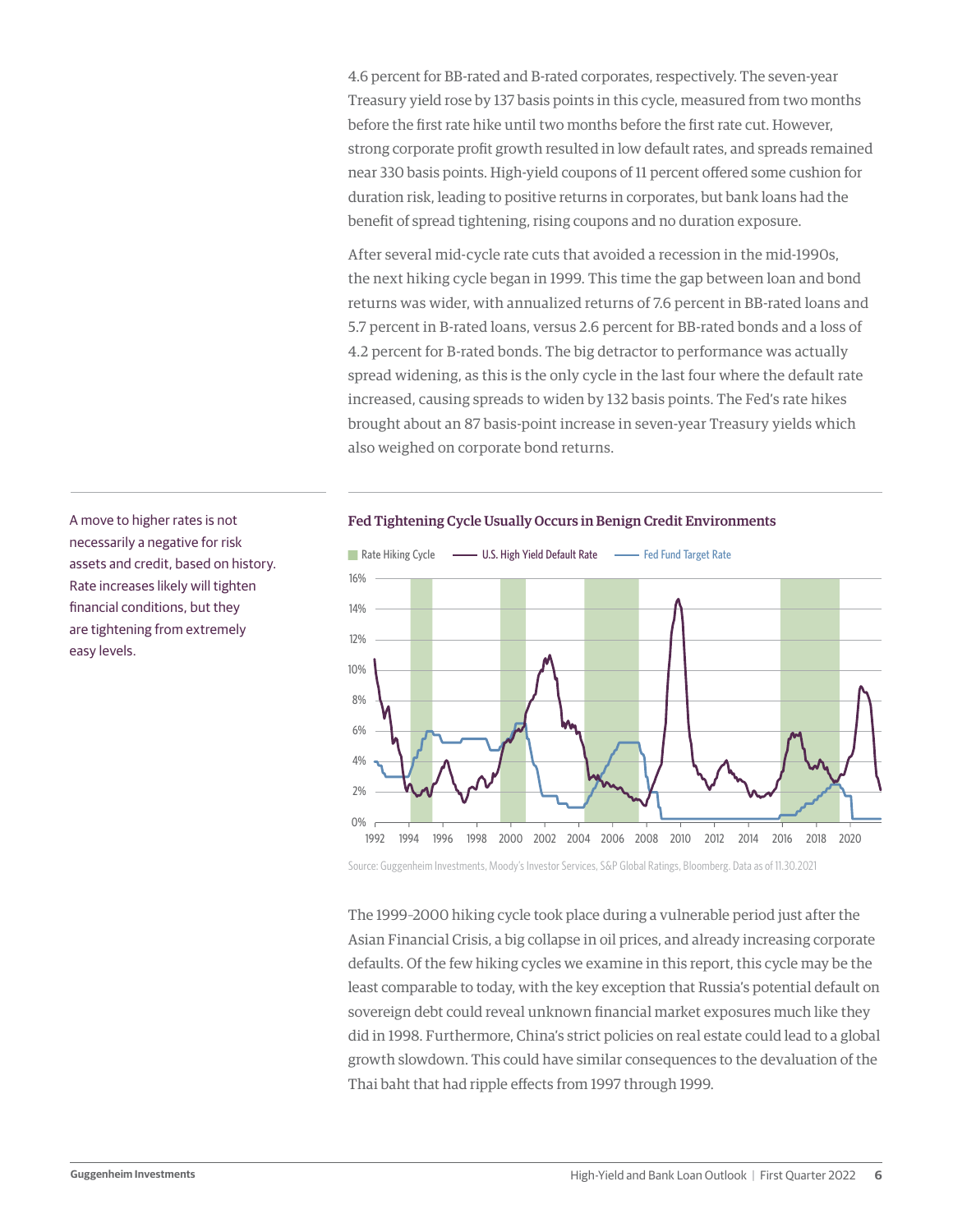4.6 percent for BB-rated and B-rated corporates, respectively. The seven-year Treasury yield rose by 137 basis points in this cycle, measured from two months before the first rate hike until two months before the first rate cut. However, strong corporate profit growth resulted in low default rates, and spreads remained near 330 basis points. High-yield coupons of 11 percent offered some cushion for duration risk, leading to positive returns in corporates, but bank loans had the benefit of spread tightening, rising coupons and no duration exposure.

After several mid-cycle rate cuts that avoided a recession in the mid-1990s, the next hiking cycle began in 1999. This time the gap between loan and bond returns was wider, with annualized returns of 7.6 percent in BB-rated loans and 5.7 percent in B-rated loans, versus 2.6 percent for BB-rated bonds and a loss of 4.2 percent for B-rated bonds. The big detractor to performance was actually spread widening, as this is the only cycle in the last four where the default rate increased, causing spreads to widen by 132 basis points. The Fed's rate hikes brought about an 87 basis-point increase in seven-year Treasury yields which also weighed on corporate bond returns.

A move to higher rates is not necessarily a negative for risk assets and credit, based on history. Rate increases likely will tighten financial conditions, but they are tightening from extremely easy levels.

**Fed Tightening Cycle Usually Occurs in Benign Credit Environments**

Rate Hiking Cycle — U.S. High Yield Default Rate — Fed Fund Target Rate

Source: Guggenheim Investments, Moody's Investor Services, S&P Global Ratings, Bloomberg. Data as of 11.30.2021

The 1999–2000 hiking cycle took place during a vulnerable period just after the Asian Financial Crisis, a big collapse in oil prices, and already increasing corporate defaults. Of the few hiking cycles we examine in this report, this cycle may be the least comparable to today, with the key exception that Russia's potential default on sovereign debt could reveal unknown financial market exposures much like they did in 1998. Furthermore, China's strict policies on real estate could lead to a global growth slowdown. This could have similar consequences to the devaluation of the Thai baht that had ripple effects from 1997 through 1999.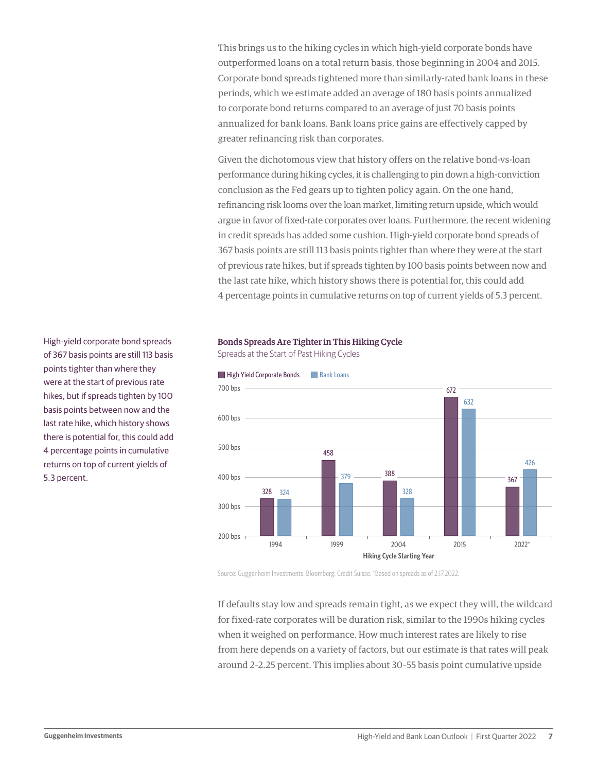This brings us to the hiking cycles in which high-yield corporate bonds have outperformed loans on a total return basis, those beginning in 2004 and 2015. Corporate bond spreads tightened more than similarly-rated bank loans in these periods, which we estimate added an average of 180 basis points annualized to corporate bond returns compared to an average of just 70 basis points annualized for bank loans. Bank loans price gains are effectively capped by greater refinancing risk than corporates.

Given the dichotomous view that history offers on the relative bond-vs-loan performance during hiking cycles, it is challenging to pin down a high-conviction conclusion as the Fed gears up to tighten policy again. On the one hand, refinancing risk looms over the loan market, limiting return upside, which would argue in favor of fixed-rate corporates over loans. Furthermore, the recent widening in credit spreads has added some cushion. High-yield corporate bond spreads of 367 basis points are still 113 basis points tighter than where they were at the start of previous rate hikes, but if spreads tighten by 100 basis points between now and the last rate hike, which history shows there is potential for, this could add 4 percentage points in cumulative returns on top of current yields of 5.3 percent.

High-yield corporate bond spreads of 367 basis points are still 113 basis points tighter than where they were at the start of previous rate hikes, but if spreads tighten by 100 basis points between now and the last rate hike, which history shows there is potential for, this could add 4 percentage points in cumulative returns on top of current yields of 5.3 percent.

**Bonds Spreads Are Tighter in This Hiking Cycle**

Spreads at the Start of Past Hiking Cycles

| Hiking Cycle Starting Year | High Yield Corporate Bonds | Bank Loans |
|---|---|---|
| 1994 | 328 | 324 |
| 1999 | 458 | 379 |
| 2004 | 388 | 328 |
| 2015 | 672 | 632 |
| 2022* | 367 | 426 |

Source: Guggenheim Investments, Bloomberg, Credit Suisse. *Based on spreads as of 2.17.2022.

If defaults stay low and spreads remain tight, as we expect they will, the wildcard for fixed-rate corporates will be duration risk, similar to the 1990s hiking cycles when it weighed on performance. How much interest rates are likely to rise from here depends on a variety of factors, but our estimate is that rates will peak around 2–2.25 percent. This implies about 30–55 basis point cumulative upside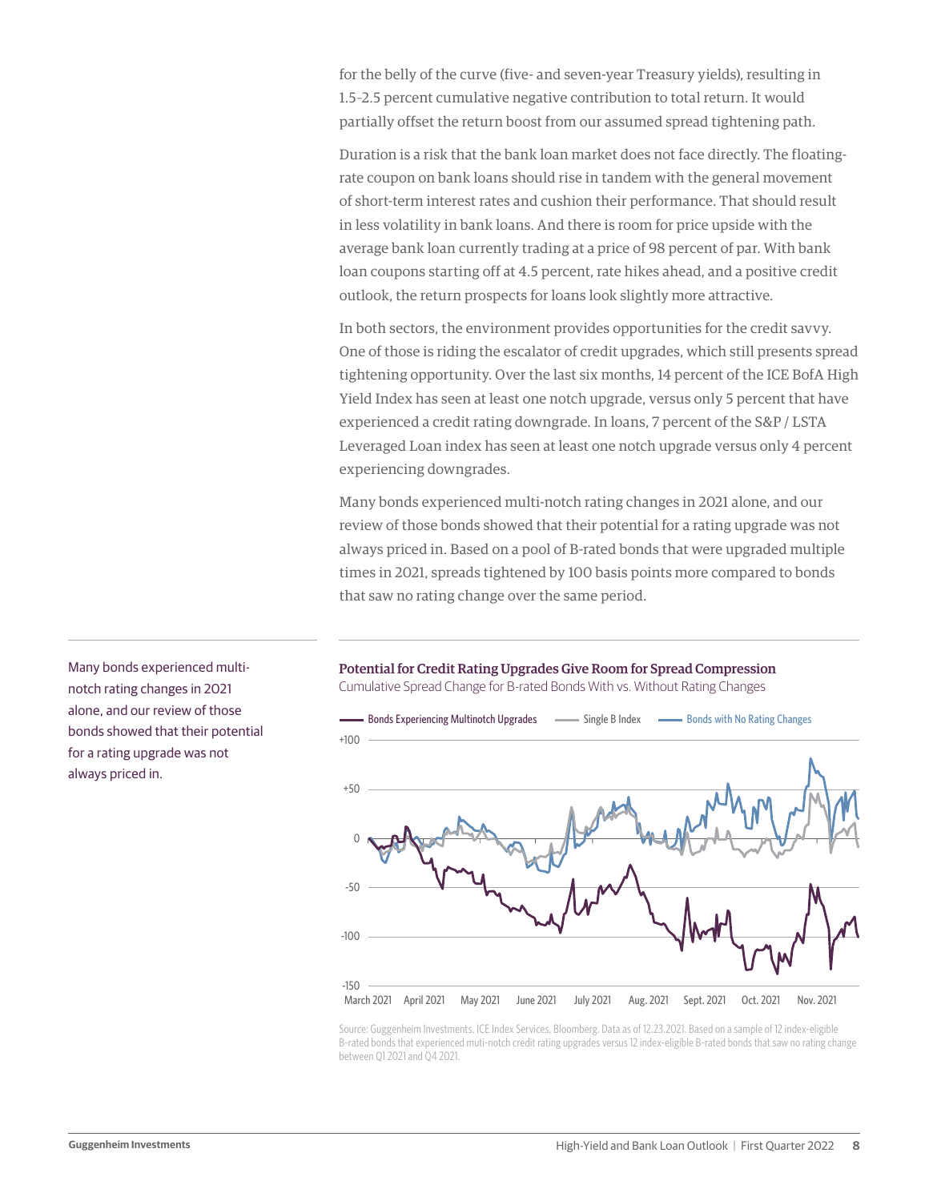for the belly of the curve (five- and seven-year Treasury yields), resulting in 1.5–2.5 percent cumulative negative contribution to total return. It would partially offset the return boost from our assumed spread tightening path.

Duration is a risk that the bank loan market does not face directly. The floating-rate coupon on bank loans should rise in tandem with the general movement of short-term interest rates and cushion their performance. That should result in less volatility in bank loans. And there is room for price upside with the average bank loan currently trading at a price of 98 percent of par. With bank loan coupons starting off at 4.5 percent, rate hikes ahead, and a positive credit outlook, the return prospects for loans look slightly more attractive.

In both sectors, the environment provides opportunities for the credit savvy. One of those is riding the escalator of credit upgrades, which still presents spread tightening opportunity. Over the last six months, 14 percent of the ICE BofA High Yield Index has seen at least one notch upgrade, versus only 5 percent that have experienced a credit rating downgrade. In loans, 7 percent of the S&P / LSTA Leveraged Loan index has seen at least one notch upgrade versus only 4 percent experiencing downgrades.

Many bonds experienced multi-notch rating changes in 2021 alone, and our review of those bonds showed that their potential for a rating upgrade was not always priced in. Based on a pool of B-rated bonds that were upgraded multiple times in 2021, spreads tightened by 100 basis points more compared to bonds that saw no rating change over the same period.

Many bonds experienced multi-notch rating changes in 2021 alone, and our review of those bonds showed that their potential for a rating upgrade was not always priced in.

**Potential for Credit Rating Upgrades Give Room for Spread Compression**

Cumulative Spread Change for B-rated Bonds With vs. Without Rating Changes

Source: Guggenheim Investments, ICE Index Services, Bloomberg. Data as of 12.23.2021. Based on a sample of 12 index-eligible B-rated bonds that experienced muti-notch credit rating upgrades versus 12 index-eligible B-rated bonds that saw no rating change between Q1 2021 and Q4 2021.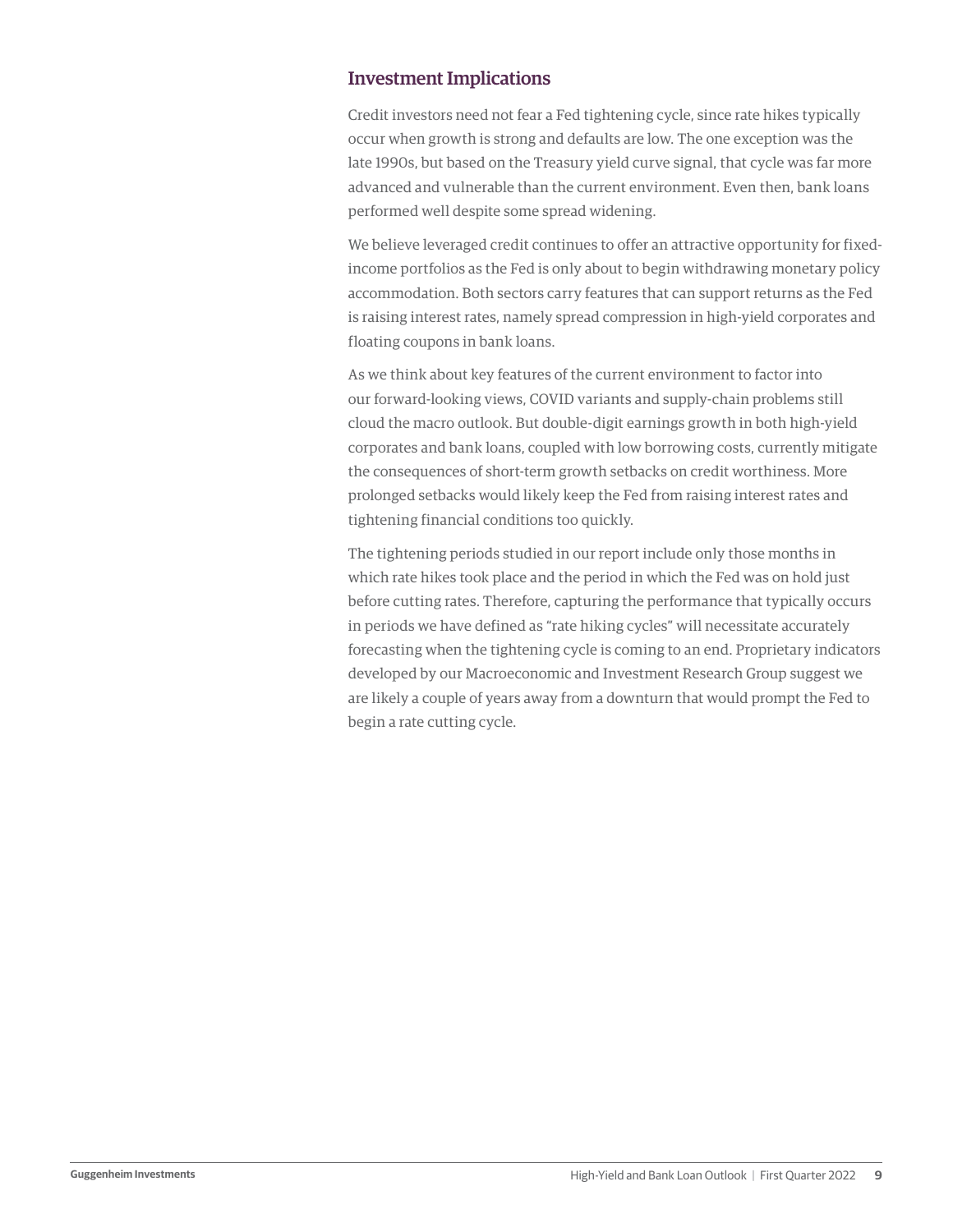## Investment Implications

Credit investors need not fear a Fed tightening cycle, since rate hikes typically occur when growth is strong and defaults are low. The one exception was the late 1990s, but based on the Treasury yield curve signal, that cycle was far more advanced and vulnerable than the current environment. Even then, bank loans performed well despite some spread widening.

We believe leveraged credit continues to offer an attractive opportunity for fixed-income portfolios as the Fed is only about to begin withdrawing monetary policy accommodation. Both sectors carry features that can support returns as the Fed is raising interest rates, namely spread compression in high-yield corporates and floating coupons in bank loans.

As we think about key features of the current environment to factor into our forward-looking views, COVID variants and supply-chain problems still cloud the macro outlook. But double-digit earnings growth in both high-yield corporates and bank loans, coupled with low borrowing costs, currently mitigate the consequences of short-term growth setbacks on credit worthiness. More prolonged setbacks would likely keep the Fed from raising interest rates and tightening financial conditions too quickly.

The tightening periods studied in our report include only those months in which rate hikes took place and the period in which the Fed was on hold just before cutting rates. Therefore, capturing the performance that typically occurs in periods we have defined as "rate hiking cycles" will necessitate accurately forecasting when the tightening cycle is coming to an end. Proprietary indicators developed by our Macroeconomic and Investment Research Group suggest we are likely a couple of years away from a downturn that would prompt the Fed to begin a rate cutting cycle.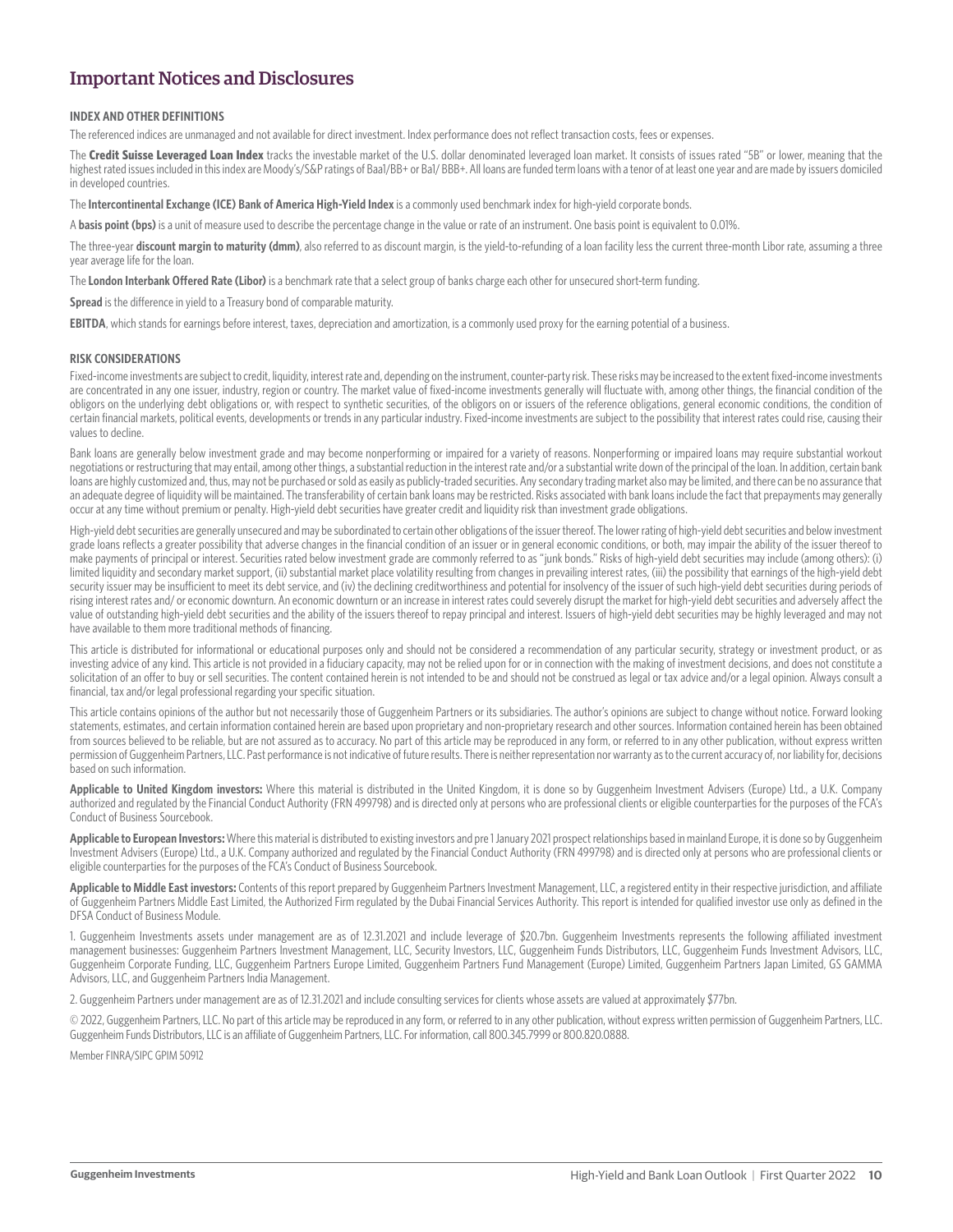# Important Notices and Disclosures

**INDEX AND OTHER DEFINITIONS**

The referenced indices are unmanaged and not available for direct investment. Index performance does not reflect transaction costs, fees or expenses.

The **Credit Suisse Leveraged Loan Index** tracks the investable market of the U.S. dollar denominated leveraged loan market. It consists of issues rated "5B" or lower, meaning that the highest rated issues included in this index are Moody's/S&P ratings of Baa1/BB+ or Ba1/ BBB+. All loans are funded term loans with a tenor of at least one year and are made by issuers domiciled in developed countries.

The **Intercontinental Exchange (ICE) Bank of America High-Yield Index** is a commonly used benchmark index for high-yield corporate bonds.

A **basis point (bps)** is a unit of measure used to describe the percentage change in the value or rate of an instrument. One basis point is equivalent to 0.01%.

The three-year **discount margin to maturity (dmm)**, also referred to as discount margin, is the yield-to-refunding of a loan facility less the current three-month Libor rate, assuming a three year average life for the loan.

The **London Interbank Offered Rate (Libor)** is a benchmark rate that a select group of banks charge each other for unsecured short-term funding.

**Spread** is the difference in yield to a Treasury bond of comparable maturity.

**EBITDA**, which stands for earnings before interest, taxes, depreciation and amortization, is a commonly used proxy for the earning potential of a business.

**RISK CONSIDERATIONS**

Fixed-income investments are subject to credit, liquidity, interest rate and, depending on the instrument, counter-party risk. These risks may be increased to the extent fixed-income investments are concentrated in any one issuer, industry, region or country. The market value of fixed-income investments generally will fluctuate with, among other things, the financial condition of the obligors on the underlying debt obligations or, with respect to synthetic securities, of the obligors on or issuers of the reference obligations, general economic conditions, the condition of certain financial markets, political events, developments or trends in any particular industry. Fixed-income investments are subject to the possibility that interest rates could rise, causing their values to decline.

Bank loans are generally below investment grade and may become nonperforming or impaired for a variety of reasons. Nonperforming or impaired loans may require substantial workout negotiations or restructuring that may entail, among other things, a substantial reduction in the interest rate and/or a substantial write down of the principal of the loan. In addition, certain bank loans are highly customized and, thus, may not be purchased or sold as easily as publicly-traded securities. Any secondary trading market also may be limited, and there can be no assurance that an adequate degree of liquidity will be maintained. The transferability of certain bank loans may be restricted. Risks associated with bank loans include the fact that prepayments may generally occur at any time without premium or penalty. High-yield debt securities have greater credit and liquidity risk than investment grade obligations.

High-yield debt securities are generally unsecured and may be subordinated to certain other obligations of the issuer thereof. The lower rating of high-yield debt securities and below investment grade loans reflects a greater possibility that adverse changes in the financial condition of an issuer or in general economic conditions, or both, may impair the ability of the issuer thereof to make payments of principal or interest. Securities rated below investment grade are commonly referred to as "junk bonds." Risks of high-yield debt securities may include (among others): (i) limited liquidity and secondary market support, (ii) substantial market place volatility resulting from changes in prevailing interest rates, (iii) the possibility that earnings of the high-yield debt security issuer may be insufficient to meet its debt service, and (iv) the declining creditworthiness and potential for insolvency of the issuer of such high-yield debt securities during periods of rising interest rates and/ or economic downturn. An economic downturn or an increase in interest rates could severely disrupt the market for high-yield debt securities and adversely affect the value of outstanding high-yield debt securities and the ability of the issuers thereof to repay principal and interest. Issuers of high-yield debt securities may be highly leveraged and may not have available to them more traditional methods of financing.

This article is distributed for informational or educational purposes only and should not be considered a recommendation of any particular security, strategy or investment product, or as investing advice of any kind. This article is not provided in a fiduciary capacity, may not be relied upon for or in connection with the making of investment decisions, and does not constitute a solicitation of an offer to buy or sell securities. The content contained herein is not intended to be and should not be construed as legal or tax advice and/or a legal opinion. Always consult a financial, tax and/or legal professional regarding your specific situation.

This article contains opinions of the author but not necessarily those of Guggenheim Partners or its subsidiaries. The author's opinions are subject to change without notice. Forward looking statements, estimates, and certain information contained herein are based upon proprietary and non-proprietary research and other sources. Information contained herein has been obtained from sources believed to be reliable, but are not assured as to accuracy. No part of this article may be reproduced in any form, or referred to in any other publication, without express written permission of Guggenheim Partners, LLC. Past performance is not indicative of future results. There is neither representation nor warranty as to the current accuracy of, nor liability for, decisions based on such information.

**Applicable to United Kingdom investors:** Where this material is distributed in the United Kingdom, it is done so by Guggenheim Investment Advisers (Europe) Ltd., a U.K. Company authorized and regulated by the Financial Conduct Authority (FRN 499798) and is directed only at persons who are professional clients or eligible counterparties for the purposes of the FCA's Conduct of Business Sourcebook.

**Applicable to European Investors:** Where this material is distributed to existing investors and pre 1 January 2021 prospect relationships based in mainland Europe, it is done so by Guggenheim Investment Advisers (Europe) Ltd., a U.K. Company authorized and regulated by the Financial Conduct Authority (FRN 499798) and is directed only at persons who are professional clients or eligible counterparties for the purposes of the FCA's Conduct of Business Sourcebook.

**Applicable to Middle East investors:** Contents of this report prepared by Guggenheim Partners Investment Management, LLC, a registered entity in their respective jurisdiction, and affiliate of Guggenheim Partners Middle East Limited, the Authorized Firm regulated by the Dubai Financial Services Authority. This report is intended for qualified investor use only as defined in the DFSA Conduct of Business Module.

1. Guggenheim Investments assets under management are as of 12.31.2021 and include leverage of $20.7bn. Guggenheim Investments represents the following affiliated investment management businesses: Guggenheim Partners Investment Management, LLC, Security Investors, LLC, Guggenheim Funds Distributors, LLC, Guggenheim Funds Investment Advisors, LLC, Guggenheim Corporate Funding, LLC, Guggenheim Partners Europe Limited, Guggenheim Partners Fund Management (Europe) Limited, Guggenheim Partners Japan Limited, GS GAMMA Advisors, LLC, and Guggenheim Partners India Management.

2. Guggenheim Partners under management are as of 12.31.2021 and include consulting services for clients whose assets are valued at approximately $77bn.

© 2022, Guggenheim Partners, LLC. No part of this article may be reproduced in any form, or referred to in any other publication, without express written permission of Guggenheim Partners, LLC. Guggenheim Funds Distributors, LLC is an affiliate of Guggenheim Partners, LLC. For information, call 800.345.7999 or 800.820.0888.

Member FINRA/SIPC GPIM 50912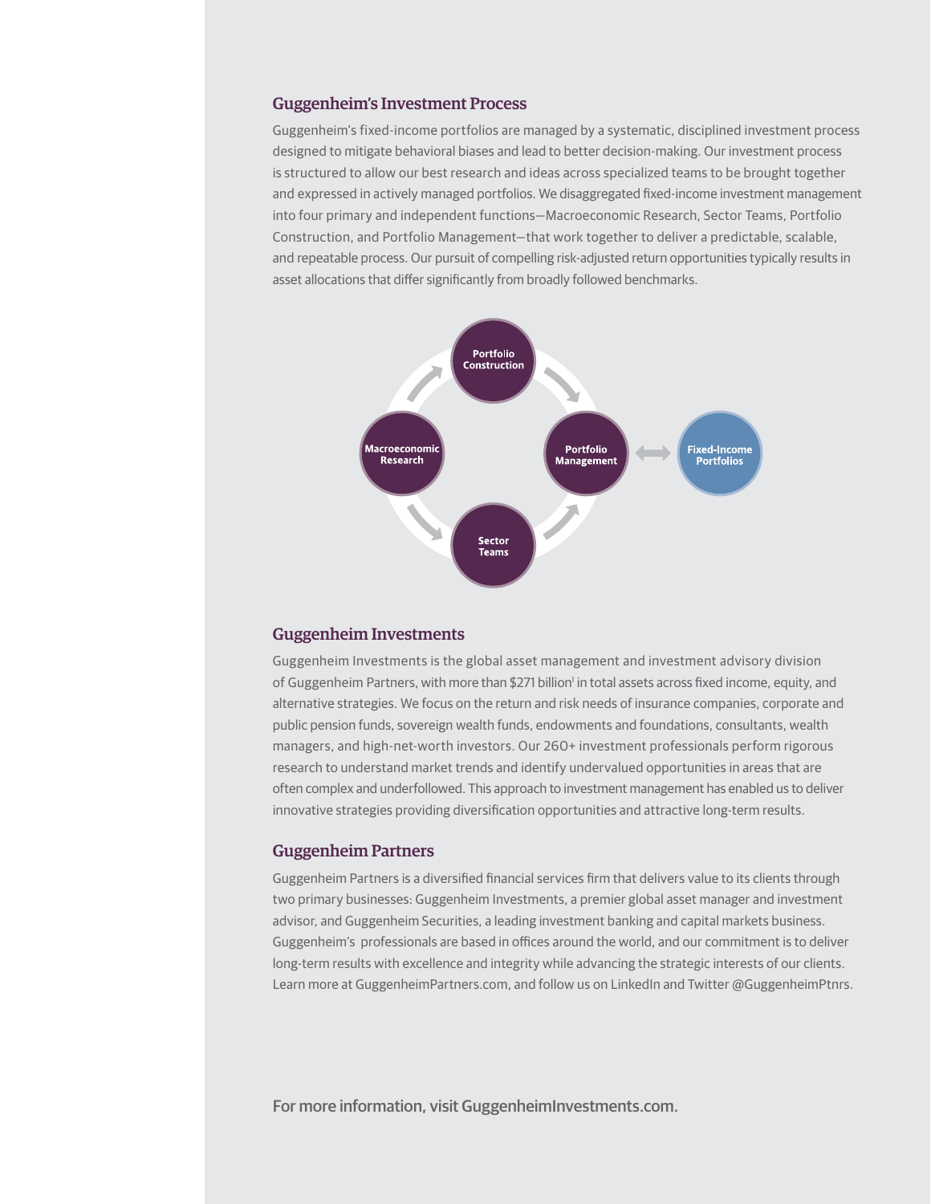## Guggenheim's Investment Process

Guggenheim's fixed-income portfolios are managed by a systematic, disciplined investment process designed to mitigate behavioral biases and lead to better decision-making. Our investment process is structured to allow our best research and ideas across specialized teams to be brought together and expressed in actively managed portfolios. We disaggregated fixed-income investment management into four primary and independent functions—Macroeconomic Research, Sector Teams, Portfolio Construction, and Portfolio Management—that work together to deliver a predictable, scalable, and repeatable process. Our pursuit of compelling risk-adjusted return opportunities typically results in asset allocations that differ significantly from broadly followed benchmarks.

Portfolio Construction

Macroeconomic Research

Portfolio Management

Fixed-Income Portfolios

Sector Teams

## Guggenheim Investments

Guggenheim Investments is the global asset management and investment advisory division of Guggenheim Partners, with more than $271 billion[1] in total assets across fixed income, equity, and alternative strategies. We focus on the return and risk needs of insurance companies, corporate and public pension funds, sovereign wealth funds, endowments and foundations, consultants, wealth managers, and high-net-worth investors. Our 260+ investment professionals perform rigorous research to understand market trends and identify undervalued opportunities in areas that are often complex and underfollowed. This approach to investment management has enabled us to deliver innovative strategies providing diversification opportunities and attractive long-term results.

## Guggenheim Partners

Guggenheim Partners is a diversified financial services firm that delivers value to its clients through two primary businesses: Guggenheim Investments, a premier global asset manager and investment advisor, and Guggenheim Securities, a leading investment banking and capital markets business. Guggenheim's professionals are based in offices around the world, and our commitment is to deliver long-term results with excellence and integrity while advancing the strategic interests of our clients. Learn more at GuggenheimPartners.com, and follow us on LinkedIn and Twitter @GuggenheimPtnrs.

For more information, visit GuggenheimInvestments.com.